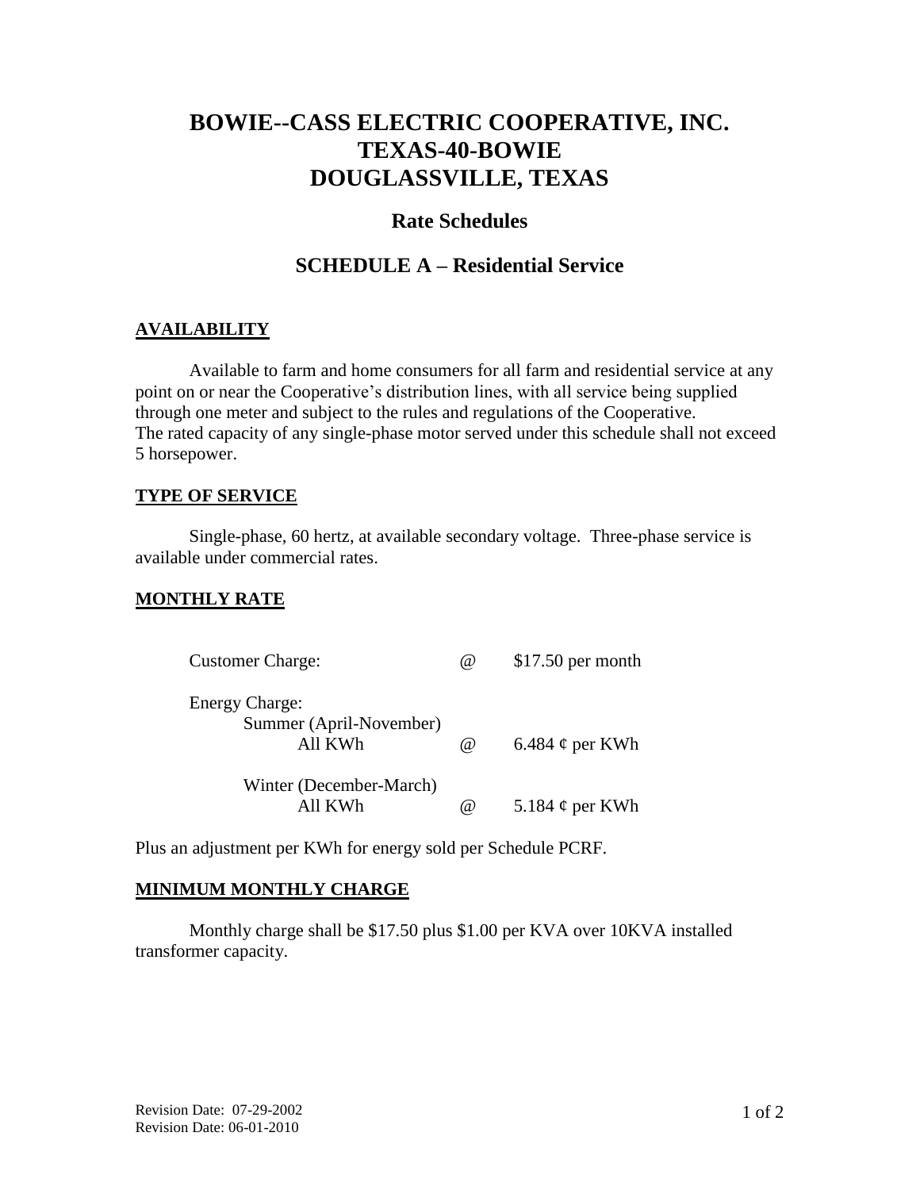# BOWIE--CASS ELECTRIC COOPERATIVE, INC.
# TEXAS-40-BOWIE
# DOUGLASSVILLE, TEXAS

## Rate Schedules

## SCHEDULE A – Residential Service

### AVAILABILITY

Available to farm and home consumers for all farm and residential service at any point on or near the Cooperative's distribution lines, with all service being supplied through one meter and subject to the rules and regulations of the Cooperative. The rated capacity of any single-phase motor served under this schedule shall not exceed 5 horsepower.

### TYPE OF SERVICE

Single-phase, 60 hertz, at available secondary voltage. Three-phase service is available under commercial rates.

### MONTHLY RATE

| | | |
|---|---|---|
| Customer Charge: | @ | $17.50 per month |
| Energy Charge: | | |
| Summer (April-November) All KWh | @ | 6.484 ¢ per KWh |
| Winter (December-March) All KWh | @ | 5.184 ¢ per KWh |

Plus an adjustment per KWh for energy sold per Schedule PCRF.

### MINIMUM MONTHLY CHARGE

Monthly charge shall be $17.50 plus $1.00 per KVA over 10KVA installed transformer capacity.

Revision Date: 07-29-2002
Revision Date: 06-01-2010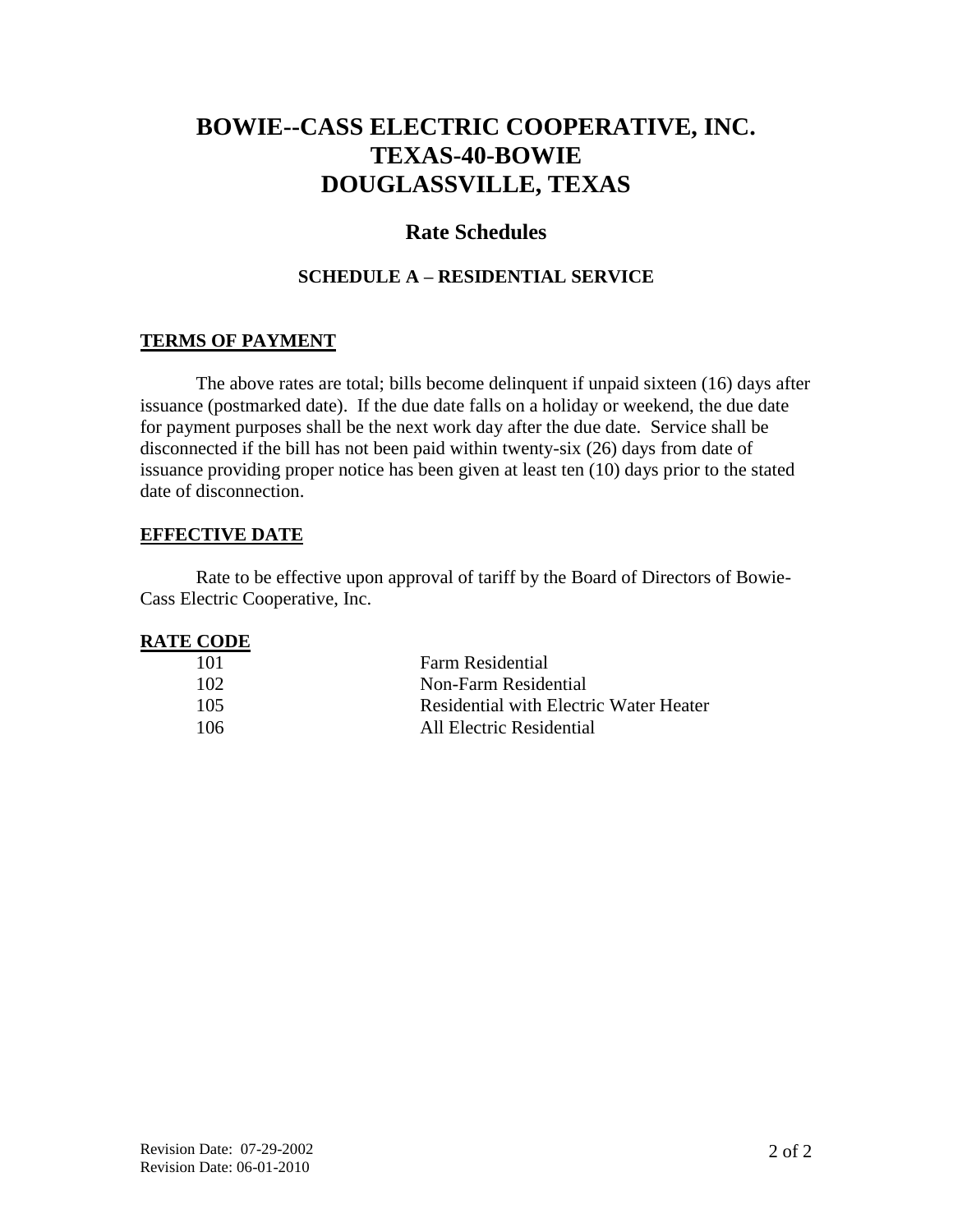# BOWIE--CASS ELECTRIC COOPERATIVE, INC.
# TEXAS-40-BOWIE
# DOUGLASSVILLE, TEXAS

## Rate Schedules

### SCHEDULE A – RESIDENTIAL SERVICE

**TERMS OF PAYMENT**

The above rates are total; bills become delinquent if unpaid sixteen (16) days after issuance (postmarked date). If the due date falls on a holiday or weekend, the due date for payment purposes shall be the next work day after the due date. Service shall be disconnected if the bill has not been paid within twenty-six (26) days from date of issuance providing proper notice has been given at least ten (10) days prior to the stated date of disconnection.

**EFFECTIVE DATE**

Rate to be effective upon approval of tariff by the Board of Directors of Bowie-Cass Electric Cooperative, Inc.

**RATE CODE**

| | |
|---|---|
| 101 | Farm Residential |
| 102 | Non-Farm Residential |
| 105 | Residential with Electric Water Heater |
| 106 | All Electric Residential |

Revision Date: 07-29-2002
Revision Date: 06-01-2010